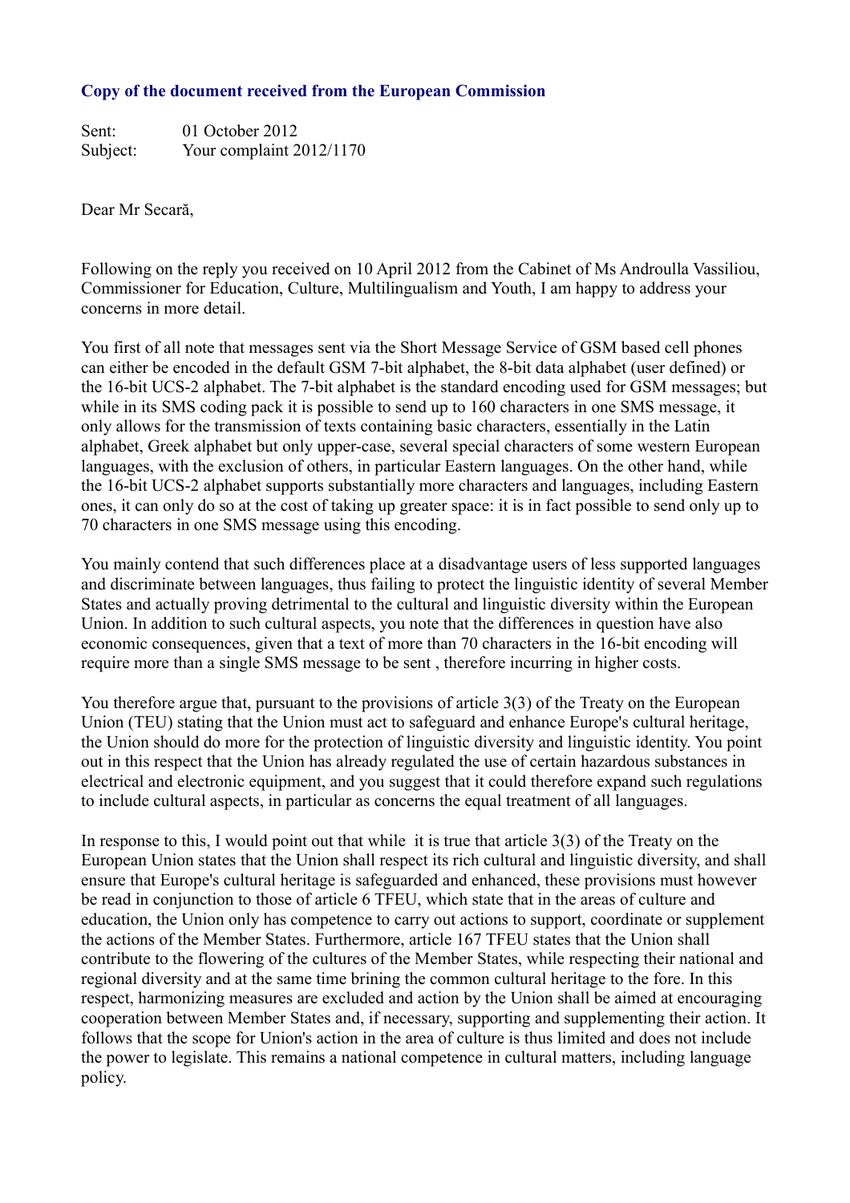**Copy of the document received from the European Commission**

Sent: 01 October 2012
Subject: Your complaint 2012/1170

Dear Mr Secară,

Following on the reply you received on 10 April 2012 from the Cabinet of Ms Androulla Vassiliou, Commissioner for Education, Culture, Multilingualism and Youth, I am happy to address your concerns in more detail.

You first of all note that messages sent via the Short Message Service of GSM based cell phones can either be encoded in the default GSM 7-bit alphabet, the 8-bit data alphabet (user defined) or the 16-bit UCS-2 alphabet. The 7-bit alphabet is the standard encoding used for GSM messages; but while in its SMS coding pack it is possible to send up to 160 characters in one SMS message, it only allows for the transmission of texts containing basic characters, essentially in the Latin alphabet, Greek alphabet but only upper-case, several special characters of some western European languages, with the exclusion of others, in particular Eastern languages. On the other hand, while the 16-bit UCS-2 alphabet supports substantially more characters and languages, including Eastern ones, it can only do so at the cost of taking up greater space: it is in fact possible to send only up to 70 characters in one SMS message using this encoding.

You mainly contend that such differences place at a disadvantage users of less supported languages and discriminate between languages, thus failing to protect the linguistic identity of several Member States and actually proving detrimental to the cultural and linguistic diversity within the European Union. In addition to such cultural aspects, you note that the differences in question have also economic consequences, given that a text of more than 70 characters in the 16-bit encoding will require more than a single SMS message to be sent , therefore incurring in higher costs.

You therefore argue that, pursuant to the provisions of article 3(3) of the Treaty on the European Union (TEU) stating that the Union must act to safeguard and enhance Europe's cultural heritage, the Union should do more for the protection of linguistic diversity and linguistic identity. You point out in this respect that the Union has already regulated the use of certain hazardous substances in electrical and electronic equipment, and you suggest that it could therefore expand such regulations to include cultural aspects, in particular as concerns the equal treatment of all languages.

In response to this, I would point out that while it is true that article 3(3) of the Treaty on the European Union states that the Union shall respect its rich cultural and linguistic diversity, and shall ensure that Europe's cultural heritage is safeguarded and enhanced, these provisions must however be read in conjunction to those of article 6 TFEU, which state that in the areas of culture and education, the Union only has competence to carry out actions to support, coordinate or supplement the actions of the Member States. Furthermore, article 167 TFEU states that the Union shall contribute to the flowering of the cultures of the Member States, while respecting their national and regional diversity and at the same time brining the common cultural heritage to the fore. In this respect, harmonizing measures are excluded and action by the Union shall be aimed at encouraging cooperation between Member States and, if necessary, supporting and supplementing their action. It follows that the scope for Union's action in the area of culture is thus limited and does not include the power to legislate. This remains a national competence in cultural matters, including language policy.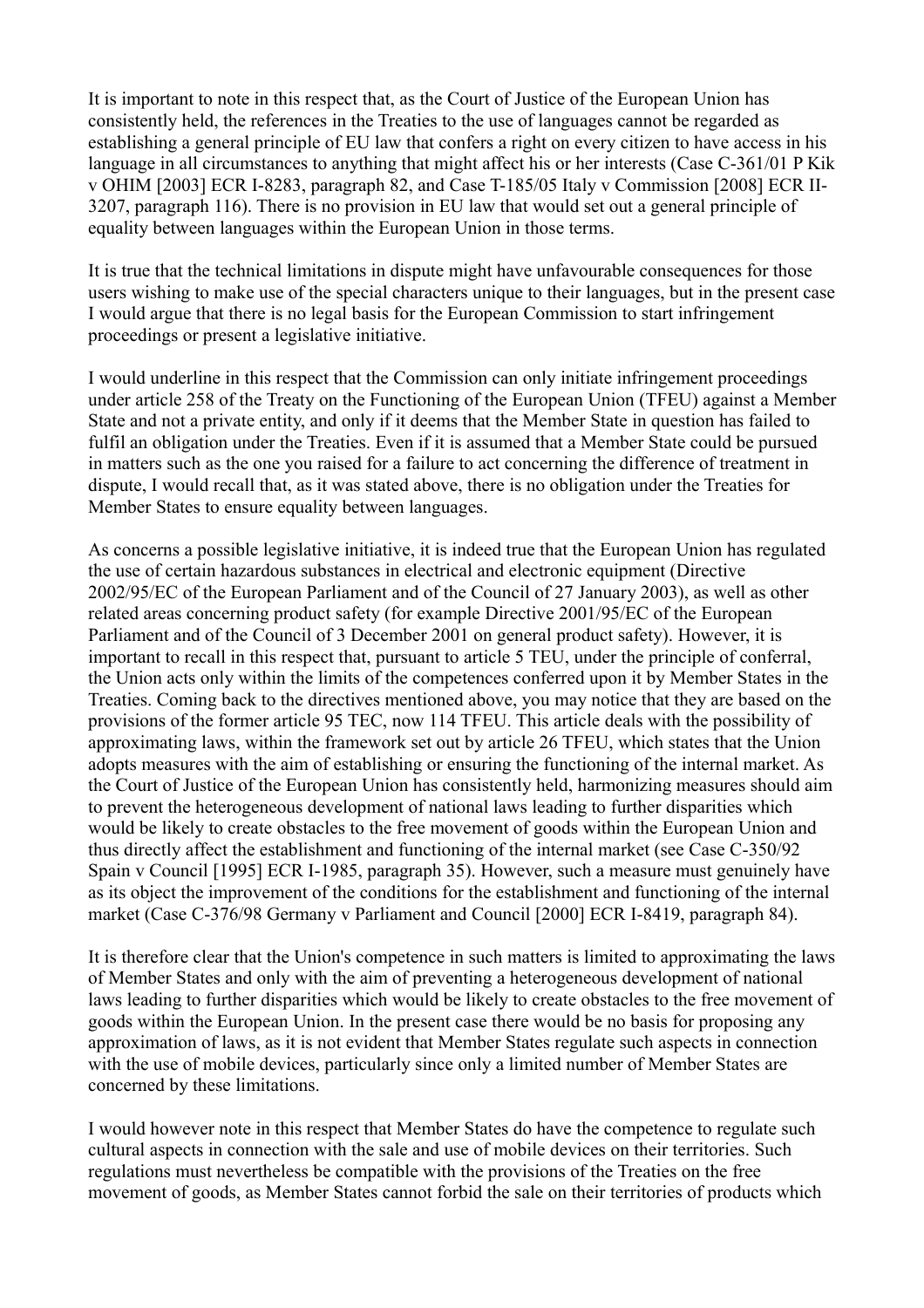It is important to note in this respect that, as the Court of Justice of the European Union has consistently held, the references in the Treaties to the use of languages cannot be regarded as establishing a general principle of EU law that confers a right on every citizen to have access in his language in all circumstances to anything that might affect his or her interests (Case C-361/01 P Kik v OHIM [2003] ECR I-8283, paragraph 82, and Case T-185/05 Italy v Commission [2008] ECR II-3207, paragraph 116). There is no provision in EU law that would set out a general principle of equality between languages within the European Union in those terms.

It is true that the technical limitations in dispute might have unfavourable consequences for those users wishing to make use of the special characters unique to their languages, but in the present case I would argue that there is no legal basis for the European Commission to start infringement proceedings or present a legislative initiative.

I would underline in this respect that the Commission can only initiate infringement proceedings under article 258 of the Treaty on the Functioning of the European Union (TFEU) against a Member State and not a private entity, and only if it deems that the Member State in question has failed to fulfil an obligation under the Treaties. Even if it is assumed that a Member State could be pursued in matters such as the one you raised for a failure to act concerning the difference of treatment in dispute, I would recall that, as it was stated above, there is no obligation under the Treaties for Member States to ensure equality between languages.

As concerns a possible legislative initiative, it is indeed true that the European Union has regulated the use of certain hazardous substances in electrical and electronic equipment (Directive 2002/95/EC of the European Parliament and of the Council of 27 January 2003), as well as other related areas concerning product safety (for example Directive 2001/95/EC of the European Parliament and of the Council of 3 December 2001 on general product safety). However, it is important to recall in this respect that, pursuant to article 5 TEU, under the principle of conferral, the Union acts only within the limits of the competences conferred upon it by Member States in the Treaties. Coming back to the directives mentioned above, you may notice that they are based on the provisions of the former article 95 TEC, now 114 TFEU. This article deals with the possibility of approximating laws, within the framework set out by article 26 TFEU, which states that the Union adopts measures with the aim of establishing or ensuring the functioning of the internal market. As the Court of Justice of the European Union has consistently held, harmonizing measures should aim to prevent the heterogeneous development of national laws leading to further disparities which would be likely to create obstacles to the free movement of goods within the European Union and thus directly affect the establishment and functioning of the internal market (see Case C-350/92 Spain v Council [1995] ECR I-1985, paragraph 35). However, such a measure must genuinely have as its object the improvement of the conditions for the establishment and functioning of the internal market (Case C-376/98 Germany v Parliament and Council [2000] ECR I-8419, paragraph 84).

It is therefore clear that the Union's competence in such matters is limited to approximating the laws of Member States and only with the aim of preventing a heterogeneous development of national laws leading to further disparities which would be likely to create obstacles to the free movement of goods within the European Union. In the present case there would be no basis for proposing any approximation of laws, as it is not evident that Member States regulate such aspects in connection with the use of mobile devices, particularly since only a limited number of Member States are concerned by these limitations.

I would however note in this respect that Member States do have the competence to regulate such cultural aspects in connection with the sale and use of mobile devices on their territories. Such regulations must nevertheless be compatible with the provisions of the Treaties on the free movement of goods, as Member States cannot forbid the sale on their territories of products which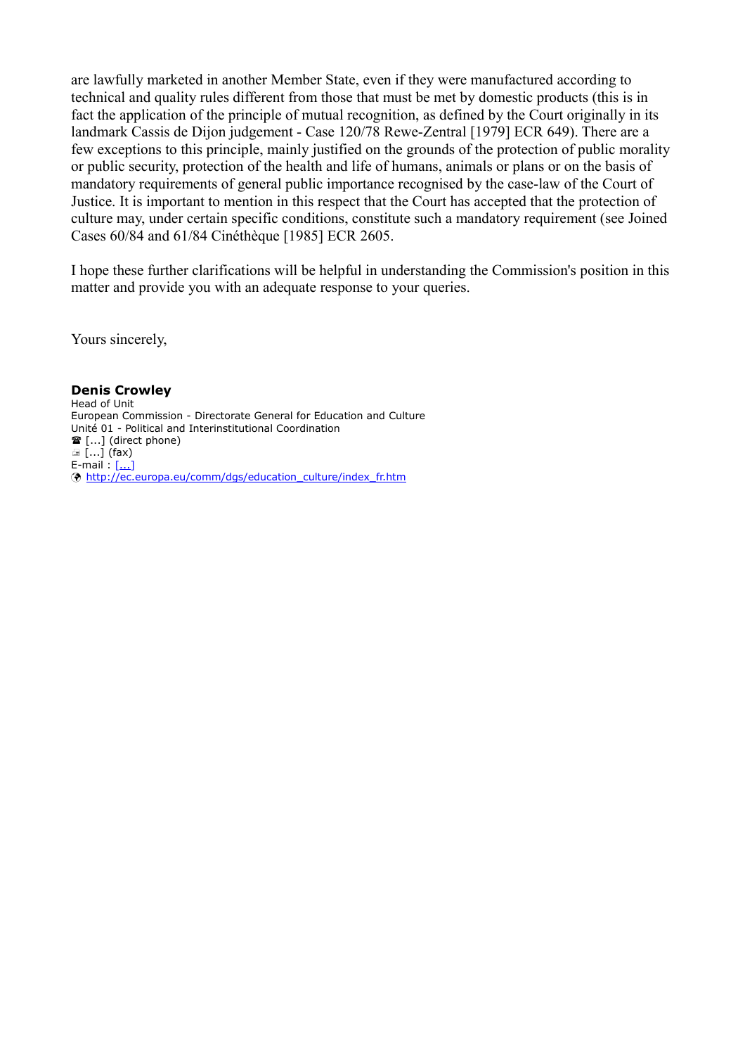are lawfully marketed in another Member State, even if they were manufactured according to technical and quality rules different from those that must be met by domestic products (this is in fact the application of the principle of mutual recognition, as defined by the Court originally in its landmark Cassis de Dijon judgement - Case 120/78 Rewe-Zentral [1979] ECR 649). There are a few exceptions to this principle, mainly justified on the grounds of the protection of public morality or public security, protection of the health and life of humans, animals or plans or on the basis of mandatory requirements of general public importance recognised by the case-law of the Court of Justice. It is important to mention in this respect that the Court has accepted that the protection of culture may, under certain specific conditions, constitute such a mandatory requirement (see Joined Cases 60/84 and 61/84 Cinéthèque [1985] ECR 2605.

I hope these further clarifications will be helpful in understanding the Commission's position in this matter and provide you with an adequate response to your queries.

Yours sincerely,

**Denis Crowley**
Head of Unit
European Commission - Directorate General for Education and Culture
Unité 01 - Political and Interinstitutional Coordination
☎ [...] (direct phone)
[...] (fax)
E-mail : [...]
http://ec.europa.eu/comm/dgs/education_culture/index_fr.htm